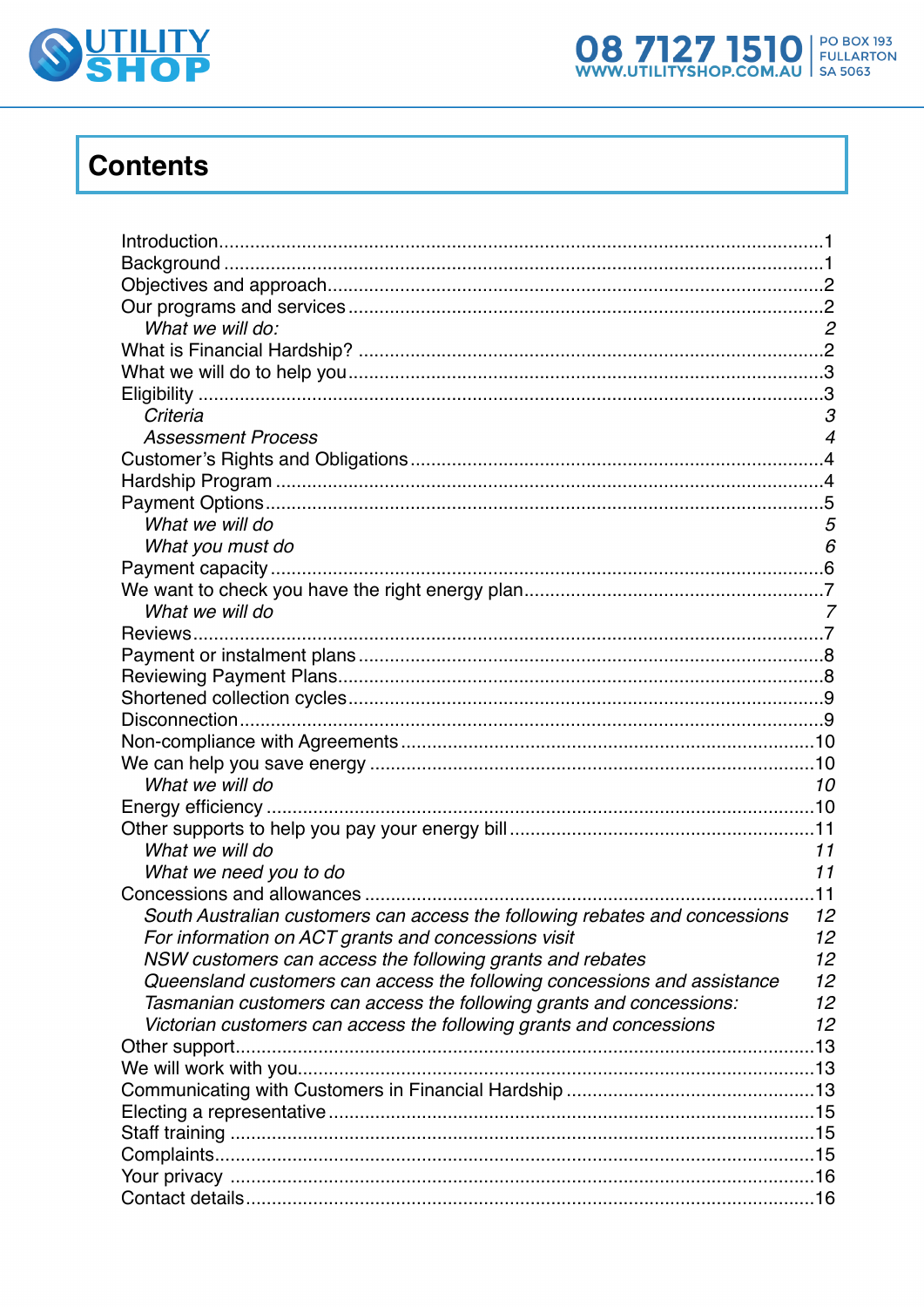# Contents

| | |
|---|---|
| Introduction | 1 |
| Background | 1 |
| Objectives and approach | 2 |
| Our programs and services | 2 |
| *What we will do:* | *2* |
| What is Financial Hardship? | 2 |
| What we will do to help you | 3 |
| Eligibility | 3 |
| *Criteria* | *3* |
| *Assessment Process* | *4* |
| Customer's Rights and Obligations | 4 |
| Hardship Program | 4 |
| Payment Options | 5 |
| *What we will do* | *5* |
| *What you must do* | *6* |
| Payment capacity | 6 |
| We want to check you have the right energy plan | 7 |
| *What we will do* | *7* |
| Reviews | 7 |
| Payment or instalment plans | 8 |
| Reviewing Payment Plans | 8 |
| Shortened collection cycles | 9 |
| Disconnection | 9 |
| Non-compliance with Agreements | 10 |
| We can help you save energy | 10 |
| *What we will do* | *10* |
| Energy efficiency | 10 |
| Other supports to help you pay your energy bill | 11 |
| *What we will do* | *11* |
| *What we need you to do* | *11* |
| Concessions and allowances | 11 |
| *South Australian customers can access the following rebates and concessions* | *12* |
| *For information on ACT grants and concessions visit* | *12* |
| *NSW customers can access the following grants and rebates* | *12* |
| *Queensland customers can access the following concessions and assistance* | *12* |
| *Tasmanian customers can access the following grants and concessions:* | *12* |
| *Victorian customers can access the following grants and concessions* | *12* |
| Other support | 13 |
| We will work with you | 13 |
| Communicating with Customers in Financial Hardship | 13 |
| Electing a representative | 15 |
| Staff training | 15 |
| Complaints | 15 |
| Your privacy | 16 |
| Contact details | 16 |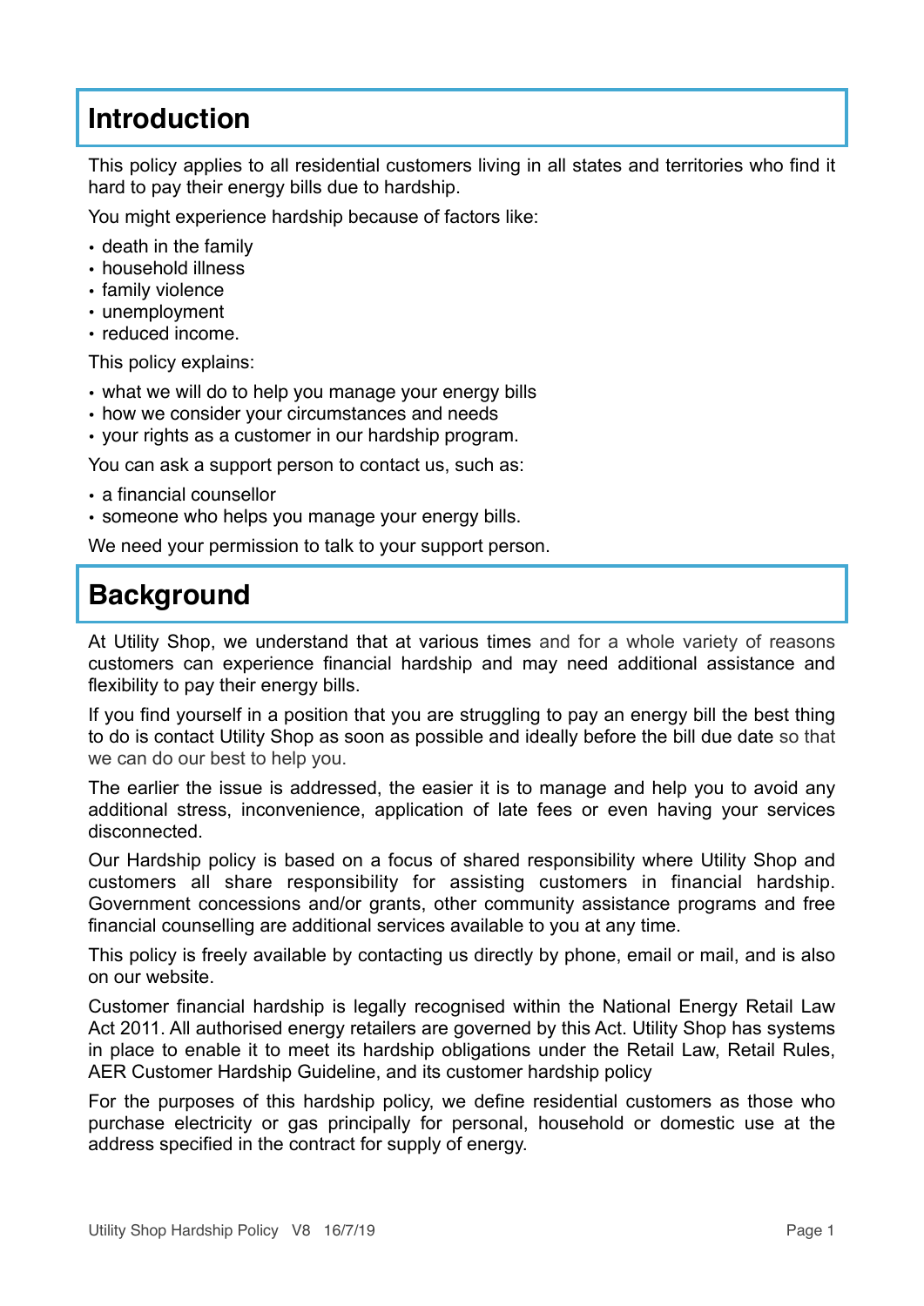# Introduction

This policy applies to all residential customers living in all states and territories who find it hard to pay their energy bills due to hardship.

You might experience hardship because of factors like:

- death in the family
- household illness
- family violence
- unemployment
- reduced income.

This policy explains:

- what we will do to help you manage your energy bills
- how we consider your circumstances and needs
- your rights as a customer in our hardship program.

You can ask a support person to contact us, such as:

- a financial counsellor
- someone who helps you manage your energy bills.

We need your permission to talk to your support person.

# Background

At Utility Shop, we understand that at various times and for a whole variety of reasons customers can experience financial hardship and may need additional assistance and flexibility to pay their energy bills.

If you find yourself in a position that you are struggling to pay an energy bill the best thing to do is contact Utility Shop as soon as possible and ideally before the bill due date so that we can do our best to help you.

The earlier the issue is addressed, the easier it is to manage and help you to avoid any additional stress, inconvenience, application of late fees or even having your services disconnected.

Our Hardship policy is based on a focus of shared responsibility where Utility Shop and customers all share responsibility for assisting customers in financial hardship. Government concessions and/or grants, other community assistance programs and free financial counselling are additional services available to you at any time.

This policy is freely available by contacting us directly by phone, email or mail, and is also on our website.

Customer financial hardship is legally recognised within the National Energy Retail Law Act 2011. All authorised energy retailers are governed by this Act. Utility Shop has systems in place to enable it to meet its hardship obligations under the Retail Law, Retail Rules, AER Customer Hardship Guideline, and its customer hardship policy

For the purposes of this hardship policy, we define residential customers as those who purchase electricity or gas principally for personal, household or domestic use at the address specified in the contract for supply of energy.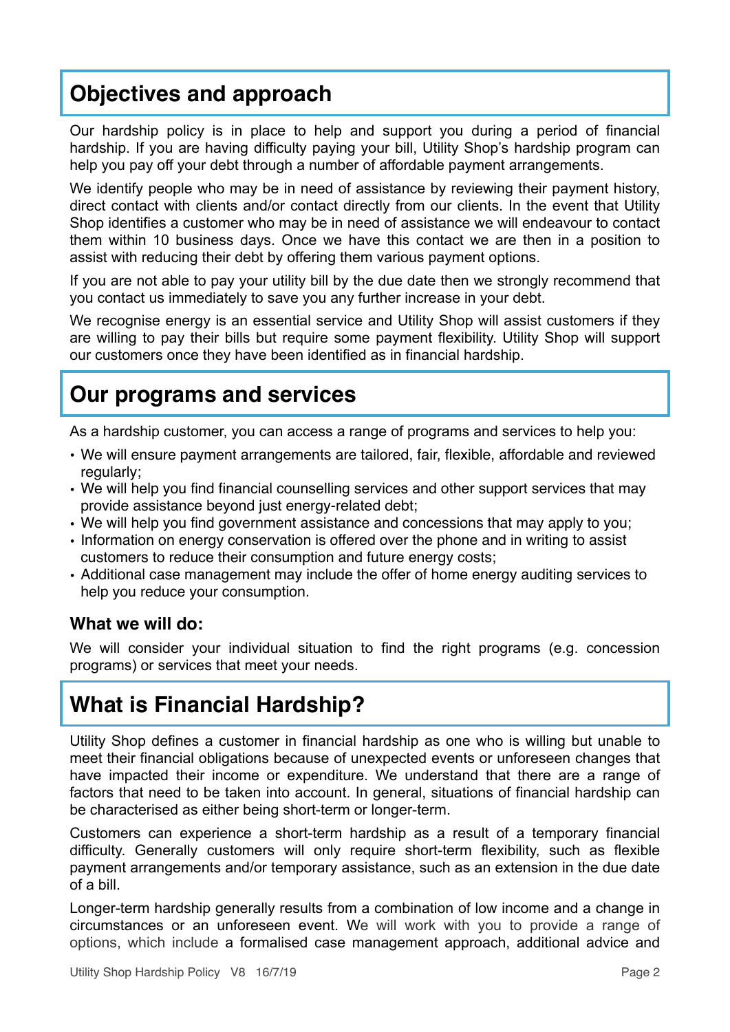## Objectives and approach

Our hardship policy is in place to help and support you during a period of financial hardship. If you are having difficulty paying your bill, Utility Shop's hardship program can help you pay off your debt through a number of affordable payment arrangements.

We identify people who may be in need of assistance by reviewing their payment history, direct contact with clients and/or contact directly from our clients. In the event that Utility Shop identifies a customer who may be in need of assistance we will endeavour to contact them within 10 business days. Once we have this contact we are then in a position to assist with reducing their debt by offering them various payment options.

If you are not able to pay your utility bill by the due date then we strongly recommend that you contact us immediately to save you any further increase in your debt.

We recognise energy is an essential service and Utility Shop will assist customers if they are willing to pay their bills but require some payment flexibility. Utility Shop will support our customers once they have been identified as in financial hardship.

## Our programs and services

As a hardship customer, you can access a range of programs and services to help you:

- We will ensure payment arrangements are tailored, fair, flexible, affordable and reviewed regularly;
- We will help you find financial counselling services and other support services that may provide assistance beyond just energy-related debt;
- We will help you find government assistance and concessions that may apply to you;
- Information on energy conservation is offered over the phone and in writing to assist customers to reduce their consumption and future energy costs;
- Additional case management may include the offer of home energy auditing services to help you reduce your consumption.

### What we will do:

We will consider your individual situation to find the right programs (e.g. concession programs) or services that meet your needs.

## What is Financial Hardship?

Utility Shop defines a customer in financial hardship as one who is willing but unable to meet their financial obligations because of unexpected events or unforeseen changes that have impacted their income or expenditure. We understand that there are a range of factors that need to be taken into account. In general, situations of financial hardship can be characterised as either being short-term or longer-term.

Customers can experience a short-term hardship as a result of a temporary financial difficulty. Generally customers will only require short-term flexibility, such as flexible payment arrangements and/or temporary assistance, such as an extension in the due date of a bill.

Longer-term hardship generally results from a combination of low income and a change in circumstances or an unforeseen event. We will work with you to provide a range of options, which include a formalised case management approach, additional advice and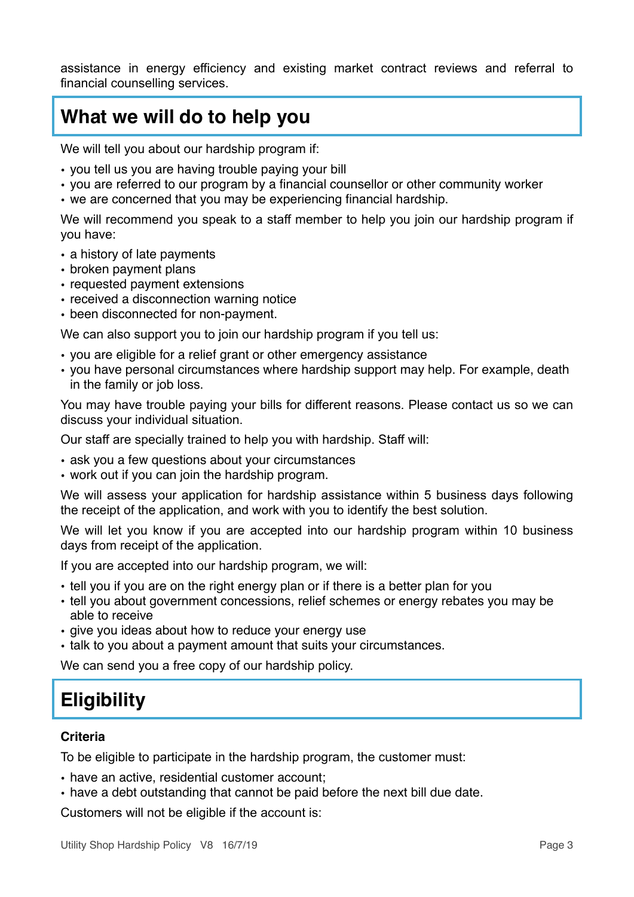assistance in energy efficiency and existing market contract reviews and referral to financial counselling services.

## What we will do to help you

We will tell you about our hardship program if:

- you tell us you are having trouble paying your bill
- you are referred to our program by a financial counsellor or other community worker
- we are concerned that you may be experiencing financial hardship.

We will recommend you speak to a staff member to help you join our hardship program if you have:

- a history of late payments
- broken payment plans
- requested payment extensions
- received a disconnection warning notice
- been disconnected for non-payment.

We can also support you to join our hardship program if you tell us:

- you are eligible for a relief grant or other emergency assistance
- you have personal circumstances where hardship support may help. For example, death in the family or job loss.

You may have trouble paying your bills for different reasons. Please contact us so we can discuss your individual situation.

Our staff are specially trained to help you with hardship. Staff will:

- ask you a few questions about your circumstances
- work out if you can join the hardship program.

We will assess your application for hardship assistance within 5 business days following the receipt of the application, and work with you to identify the best solution.

We will let you know if you are accepted into our hardship program within 10 business days from receipt of the application.

If you are accepted into our hardship program, we will:

- tell you if you are on the right energy plan or if there is a better plan for you
- tell you about government concessions, relief schemes or energy rebates you may be able to receive
- give you ideas about how to reduce your energy use
- talk to you about a payment amount that suits your circumstances.

We can send you a free copy of our hardship policy.

## Eligibility

### Criteria

To be eligible to participate in the hardship program, the customer must:

- have an active, residential customer account;
- have a debt outstanding that cannot be paid before the next bill due date.

Customers will not be eligible if the account is: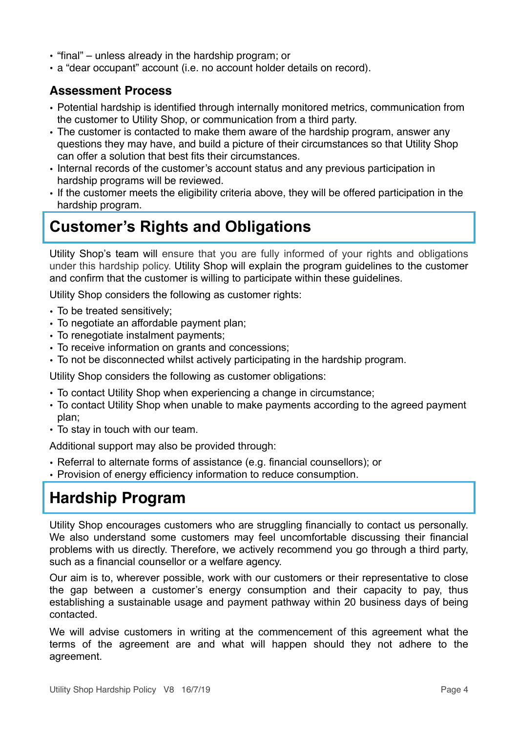- “final” – unless already in the hardship program; or
- a “dear occupant” account (i.e. no account holder details on record).

### Assessment Process

- Potential hardship is identified through internally monitored metrics, communication from the customer to Utility Shop, or communication from a third party.
- The customer is contacted to make them aware of the hardship program, answer any questions they may have, and build a picture of their circumstances so that Utility Shop can offer a solution that best fits their circumstances.
- Internal records of the customer’s account status and any previous participation in hardship programs will be reviewed.
- If the customer meets the eligibility criteria above, they will be offered participation in the hardship program.

## Customer’s Rights and Obligations

Utility Shop’s team will ensure that you are fully informed of your rights and obligations under this hardship policy. Utility Shop will explain the program guidelines to the customer and confirm that the customer is willing to participate within these guidelines.

Utility Shop considers the following as customer rights:

- To be treated sensitively;
- To negotiate an affordable payment plan;
- To renegotiate instalment payments;
- To receive information on grants and concessions;
- To not be disconnected whilst actively participating in the hardship program.

Utility Shop considers the following as customer obligations:

- To contact Utility Shop when experiencing a change in circumstance;
- To contact Utility Shop when unable to make payments according to the agreed payment plan;
- To stay in touch with our team.

Additional support may also be provided through:

- Referral to alternate forms of assistance (e.g. financial counsellors); or
- Provision of energy efficiency information to reduce consumption.

## Hardship Program

Utility Shop encourages customers who are struggling financially to contact us personally. We also understand some customers may feel uncomfortable discussing their financial problems with us directly. Therefore, we actively recommend you go through a third party, such as a financial counsellor or a welfare agency.

Our aim is to, wherever possible, work with our customers or their representative to close the gap between a customer’s energy consumption and their capacity to pay, thus establishing a sustainable usage and payment pathway within 20 business days of being contacted.

We will advise customers in writing at the commencement of this agreement what the terms of the agreement are and what will happen should they not adhere to the agreement.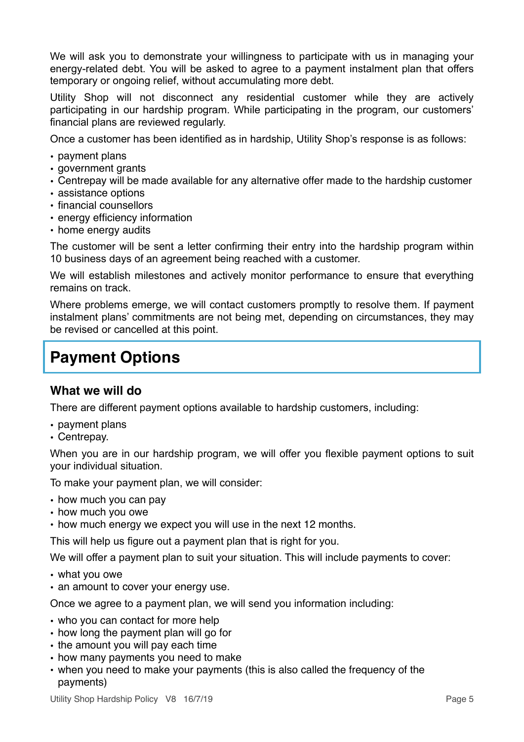We will ask you to demonstrate your willingness to participate with us in managing your energy-related debt. You will be asked to agree to a payment instalment plan that offers temporary or ongoing relief, without accumulating more debt.

Utility Shop will not disconnect any residential customer while they are actively participating in our hardship program. While participating in the program, our customers' financial plans are reviewed regularly.

Once a customer has been identified as in hardship, Utility Shop's response is as follows:

- payment plans
- government grants
- Centrepay will be made available for any alternative offer made to the hardship customer
- assistance options
- financial counsellors
- energy efficiency information
- home energy audits

The customer will be sent a letter confirming their entry into the hardship program within 10 business days of an agreement being reached with a customer.

We will establish milestones and actively monitor performance to ensure that everything remains on track.

Where problems emerge, we will contact customers promptly to resolve them. If payment instalment plans' commitments are not being met, depending on circumstances, they may be revised or cancelled at this point.

## Payment Options

### What we will do

There are different payment options available to hardship customers, including:

- payment plans
- Centrepay.

When you are in our hardship program, we will offer you flexible payment options to suit your individual situation.

To make your payment plan, we will consider:

- how much you can pay
- how much you owe
- how much energy we expect you will use in the next 12 months.

This will help us figure out a payment plan that is right for you.

We will offer a payment plan to suit your situation. This will include payments to cover:

- what you owe
- an amount to cover your energy use.

Once we agree to a payment plan, we will send you information including:

- who you can contact for more help
- how long the payment plan will go for
- the amount you will pay each time
- how many payments you need to make
- when you need to make your payments (this is also called the frequency of the payments)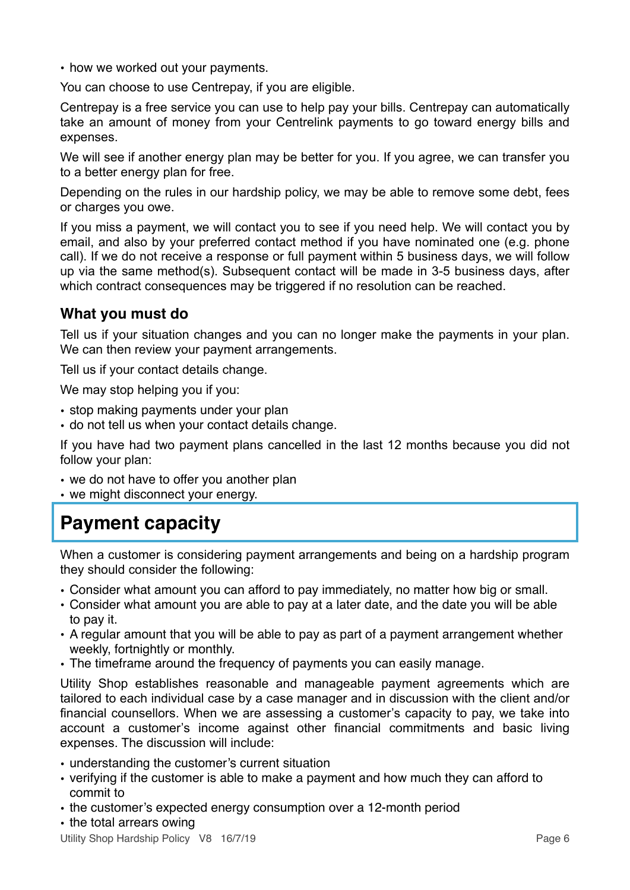- how we worked out your payments.

You can choose to use Centrepay, if you are eligible.

Centrepay is a free service you can use to help pay your bills. Centrepay can automatically take an amount of money from your Centrelink payments to go toward energy bills and expenses.

We will see if another energy plan may be better for you. If you agree, we can transfer you to a better energy plan for free.

Depending on the rules in our hardship policy, we may be able to remove some debt, fees or charges you owe.

If you miss a payment, we will contact you to see if you need help. We will contact you by email, and also by your preferred contact method if you have nominated one (e.g. phone call). If we do not receive a response or full payment within 5 business days, we will follow up via the same method(s). Subsequent contact will be made in 3-5 business days, after which contract consequences may be triggered if no resolution can be reached.

### What you must do

Tell us if your situation changes and you can no longer make the payments in your plan. We can then review your payment arrangements.

Tell us if your contact details change.

We may stop helping you if you:

- stop making payments under your plan
- do not tell us when your contact details change.

If you have had two payment plans cancelled in the last 12 months because you did not follow your plan:

- we do not have to offer you another plan
- we might disconnect your energy.

## Payment capacity

When a customer is considering payment arrangements and being on a hardship program they should consider the following:

- Consider what amount you can afford to pay immediately, no matter how big or small.
- Consider what amount you are able to pay at a later date, and the date you will be able to pay it.
- A regular amount that you will be able to pay as part of a payment arrangement whether weekly, fortnightly or monthly.
- The timeframe around the frequency of payments you can easily manage.

Utility Shop establishes reasonable and manageable payment agreements which are tailored to each individual case by a case manager and in discussion with the client and/or financial counsellors. When we are assessing a customer's capacity to pay, we take into account a customer's income against other financial commitments and basic living expenses. The discussion will include:

- understanding the customer's current situation
- verifying if the customer is able to make a payment and how much they can afford to commit to
- the customer's expected energy consumption over a 12-month period
- the total arrears owing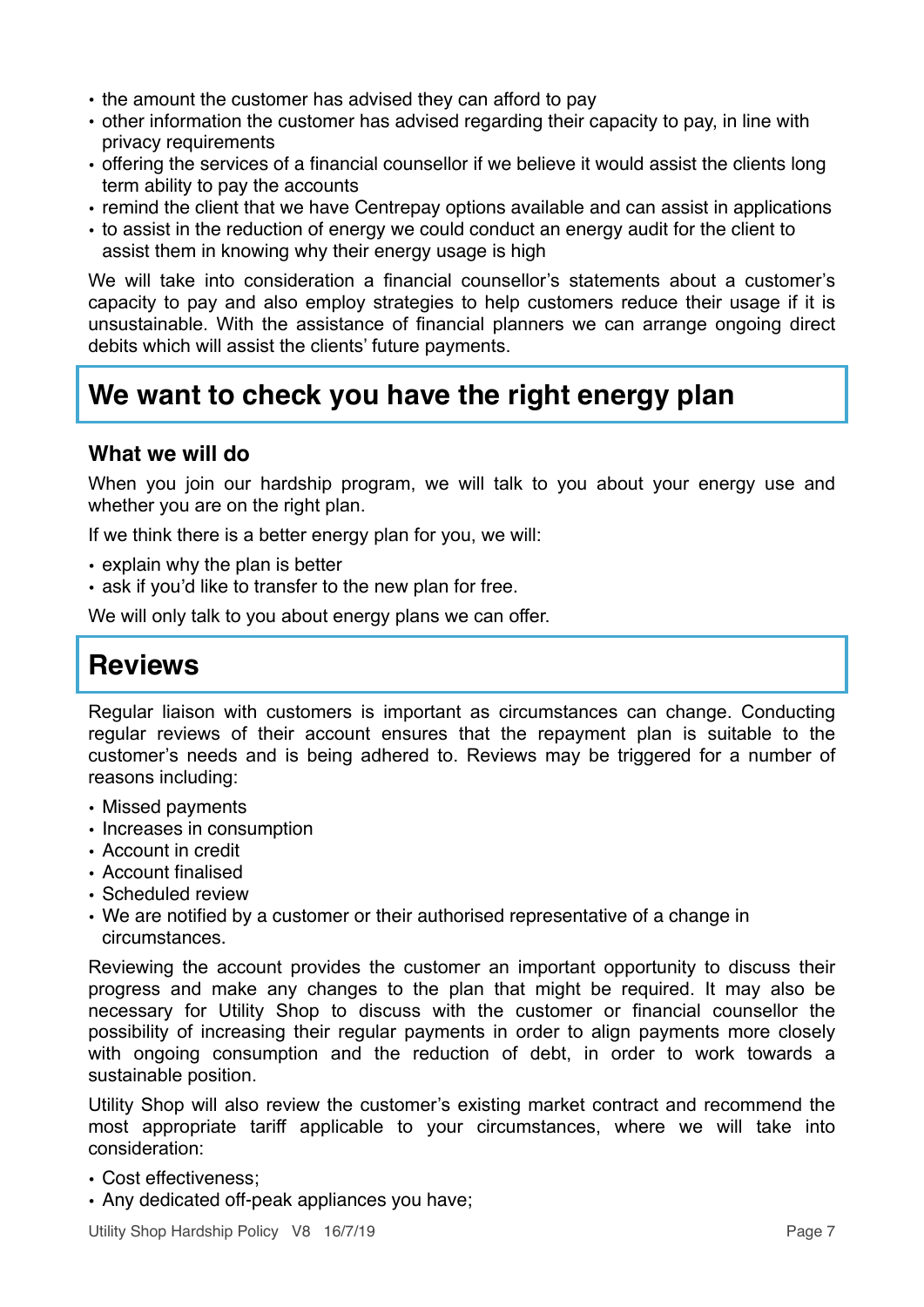- the amount the customer has advised they can afford to pay
- other information the customer has advised regarding their capacity to pay, in line with privacy requirements
- offering the services of a financial counsellor if we believe it would assist the clients long term ability to pay the accounts
- remind the client that we have Centrepay options available and can assist in applications
- to assist in the reduction of energy we could conduct an energy audit for the client to assist them in knowing why their energy usage is high

We will take into consideration a financial counsellor's statements about a customer's capacity to pay and also employ strategies to help customers reduce their usage if it is unsustainable. With the assistance of financial planners we can arrange ongoing direct debits which will assist the clients' future payments.

## We want to check you have the right energy plan

### What we will do

When you join our hardship program, we will talk to you about your energy use and whether you are on the right plan.

If we think there is a better energy plan for you, we will:

- explain why the plan is better
- ask if you'd like to transfer to the new plan for free.

We will only talk to you about energy plans we can offer.

## Reviews

Regular liaison with customers is important as circumstances can change. Conducting regular reviews of their account ensures that the repayment plan is suitable to the customer's needs and is being adhered to. Reviews may be triggered for a number of reasons including:

- Missed payments
- Increases in consumption
- Account in credit
- Account finalised
- Scheduled review
- We are notified by a customer or their authorised representative of a change in circumstances.

Reviewing the account provides the customer an important opportunity to discuss their progress and make any changes to the plan that might be required. It may also be necessary for Utility Shop to discuss with the customer or financial counsellor the possibility of increasing their regular payments in order to align payments more closely with ongoing consumption and the reduction of debt, in order to work towards a sustainable position.

Utility Shop will also review the customer's existing market contract and recommend the most appropriate tariff applicable to your circumstances, where we will take into consideration:

- Cost effectiveness;
- Any dedicated off-peak appliances you have;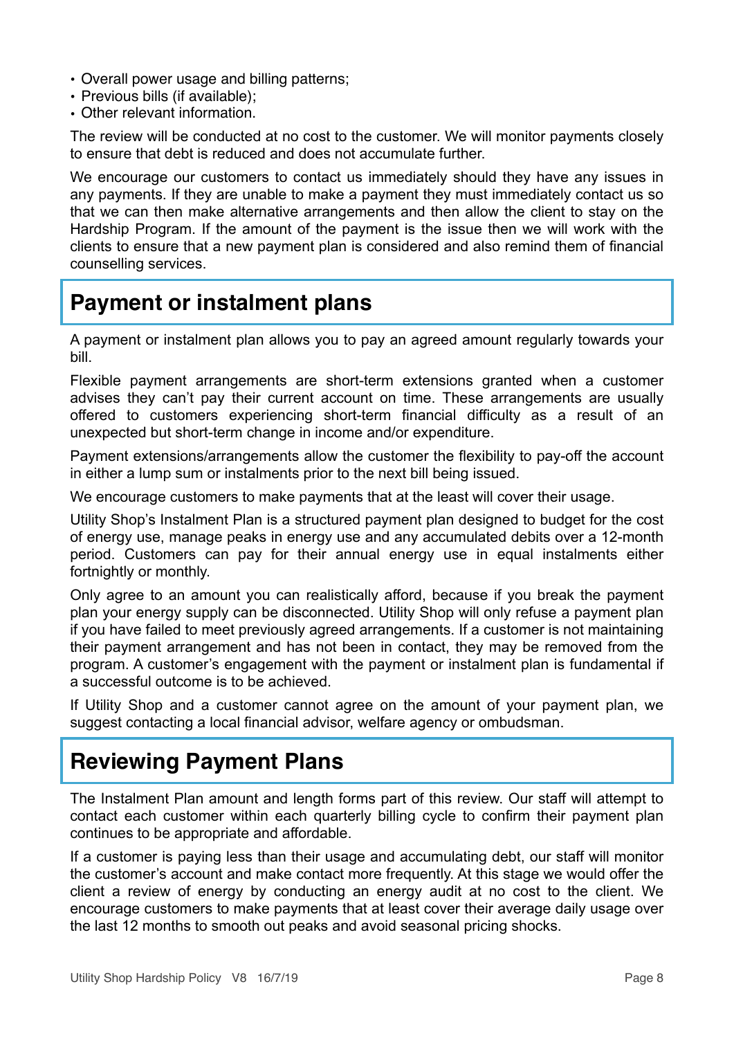- Overall power usage and billing patterns;
- Previous bills (if available);
- Other relevant information.

The review will be conducted at no cost to the customer. We will monitor payments closely to ensure that debt is reduced and does not accumulate further.

We encourage our customers to contact us immediately should they have any issues in any payments. If they are unable to make a payment they must immediately contact us so that we can then make alternative arrangements and then allow the client to stay on the Hardship Program. If the amount of the payment is the issue then we will work with the clients to ensure that a new payment plan is considered and also remind them of financial counselling services.

## Payment or instalment plans

A payment or instalment plan allows you to pay an agreed amount regularly towards your bill.

Flexible payment arrangements are short-term extensions granted when a customer advises they can't pay their current account on time. These arrangements are usually offered to customers experiencing short-term financial difficulty as a result of an unexpected but short-term change in income and/or expenditure.

Payment extensions/arrangements allow the customer the flexibility to pay-off the account in either a lump sum or instalments prior to the next bill being issued.

We encourage customers to make payments that at the least will cover their usage.

Utility Shop's Instalment Plan is a structured payment plan designed to budget for the cost of energy use, manage peaks in energy use and any accumulated debits over a 12-month period. Customers can pay for their annual energy use in equal instalments either fortnightly or monthly.

Only agree to an amount you can realistically afford, because if you break the payment plan your energy supply can be disconnected. Utility Shop will only refuse a payment plan if you have failed to meet previously agreed arrangements. If a customer is not maintaining their payment arrangement and has not been in contact, they may be removed from the program. A customer's engagement with the payment or instalment plan is fundamental if a successful outcome is to be achieved.

If Utility Shop and a customer cannot agree on the amount of your payment plan, we suggest contacting a local financial advisor, welfare agency or ombudsman.

## Reviewing Payment Plans

The Instalment Plan amount and length forms part of this review. Our staff will attempt to contact each customer within each quarterly billing cycle to confirm their payment plan continues to be appropriate and affordable.

If a customer is paying less than their usage and accumulating debt, our staff will monitor the customer's account and make contact more frequently. At this stage we would offer the client a review of energy by conducting an energy audit at no cost to the client. We encourage customers to make payments that at least cover their average daily usage over the last 12 months to smooth out peaks and avoid seasonal pricing shocks.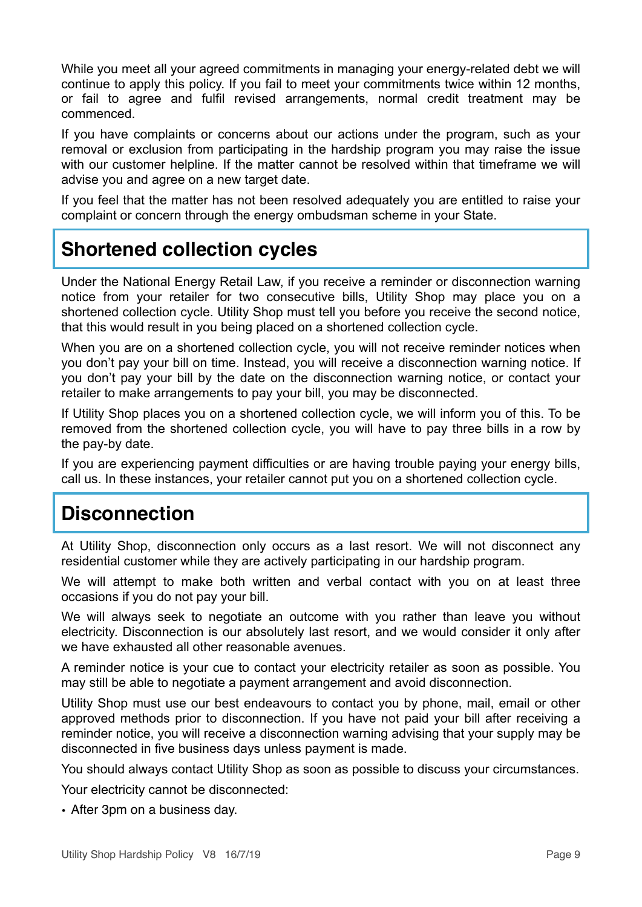While you meet all your agreed commitments in managing your energy-related debt we will continue to apply this policy. If you fail to meet your commitments twice within 12 months, or fail to agree and fulfil revised arrangements, normal credit treatment may be commenced.

If you have complaints or concerns about our actions under the program, such as your removal or exclusion from participating in the hardship program you may raise the issue with our customer helpline. If the matter cannot be resolved within that timeframe we will advise you and agree on a new target date.

If you feel that the matter has not been resolved adequately you are entitled to raise your complaint or concern through the energy ombudsman scheme in your State.

## Shortened collection cycles

Under the National Energy Retail Law, if you receive a reminder or disconnection warning notice from your retailer for two consecutive bills, Utility Shop may place you on a shortened collection cycle. Utility Shop must tell you before you receive the second notice, that this would result in you being placed on a shortened collection cycle.

When you are on a shortened collection cycle, you will not receive reminder notices when you don't pay your bill on time. Instead, you will receive a disconnection warning notice. If you don't pay your bill by the date on the disconnection warning notice, or contact your retailer to make arrangements to pay your bill, you may be disconnected.

If Utility Shop places you on a shortened collection cycle, we will inform you of this. To be removed from the shortened collection cycle, you will have to pay three bills in a row by the pay-by date.

If you are experiencing payment difficulties or are having trouble paying your energy bills, call us. In these instances, your retailer cannot put you on a shortened collection cycle.

## Disconnection

At Utility Shop, disconnection only occurs as a last resort. We will not disconnect any residential customer while they are actively participating in our hardship program.

We will attempt to make both written and verbal contact with you on at least three occasions if you do not pay your bill.

We will always seek to negotiate an outcome with you rather than leave you without electricity. Disconnection is our absolutely last resort, and we would consider it only after we have exhausted all other reasonable avenues.

A reminder notice is your cue to contact your electricity retailer as soon as possible. You may still be able to negotiate a payment arrangement and avoid disconnection.

Utility Shop must use our best endeavours to contact you by phone, mail, email or other approved methods prior to disconnection. If you have not paid your bill after receiving a reminder notice, you will receive a disconnection warning advising that your supply may be disconnected in five business days unless payment is made.

You should always contact Utility Shop as soon as possible to discuss your circumstances.

Your electricity cannot be disconnected:

- After 3pm on a business day.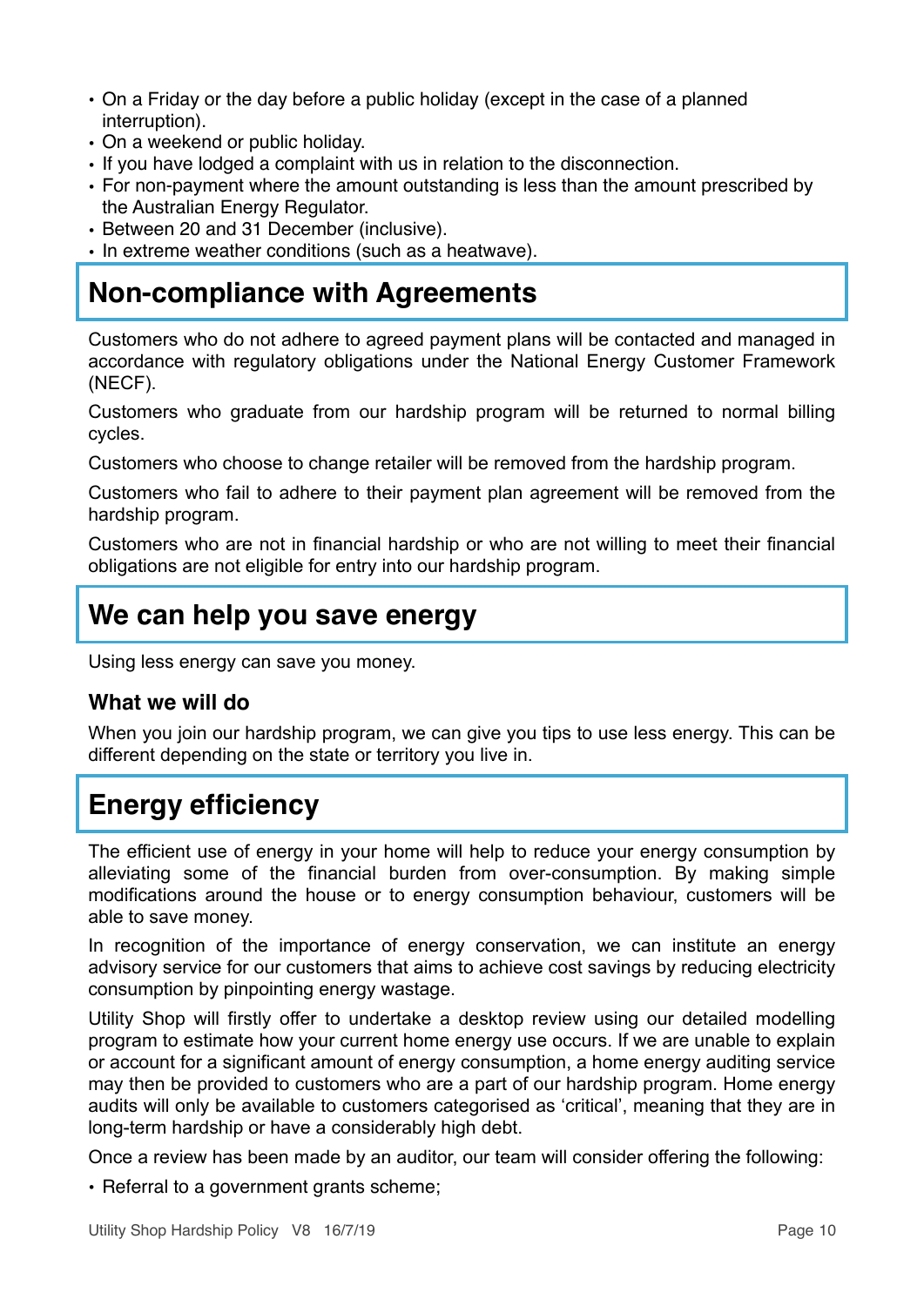- On a Friday or the day before a public holiday (except in the case of a planned interruption).
- On a weekend or public holiday.
- If you have lodged a complaint with us in relation to the disconnection.
- For non-payment where the amount outstanding is less than the amount prescribed by the Australian Energy Regulator.
- Between 20 and 31 December (inclusive).
- In extreme weather conditions (such as a heatwave).

## Non-compliance with Agreements

Customers who do not adhere to agreed payment plans will be contacted and managed in accordance with regulatory obligations under the National Energy Customer Framework (NECF).

Customers who graduate from our hardship program will be returned to normal billing cycles.

Customers who choose to change retailer will be removed from the hardship program.

Customers who fail to adhere to their payment plan agreement will be removed from the hardship program.

Customers who are not in financial hardship or who are not willing to meet their financial obligations are not eligible for entry into our hardship program.

## We can help you save energy

Using less energy can save you money.

### What we will do

When you join our hardship program, we can give you tips to use less energy. This can be different depending on the state or territory you live in.

## Energy efficiency

The efficient use of energy in your home will help to reduce your energy consumption by alleviating some of the financial burden from over-consumption. By making simple modifications around the house or to energy consumption behaviour, customers will be able to save money.

In recognition of the importance of energy conservation, we can institute an energy advisory service for our customers that aims to achieve cost savings by reducing electricity consumption by pinpointing energy wastage.

Utility Shop will firstly offer to undertake a desktop review using our detailed modelling program to estimate how your current home energy use occurs. If we are unable to explain or account for a significant amount of energy consumption, a home energy auditing service may then be provided to customers who are a part of our hardship program. Home energy audits will only be available to customers categorised as 'critical', meaning that they are in long-term hardship or have a considerably high debt.

Once a review has been made by an auditor, our team will consider offering the following:

- Referral to a government grants scheme;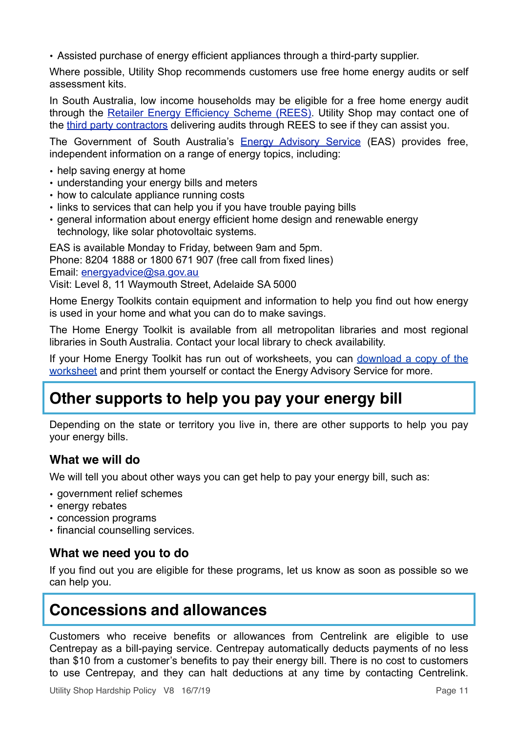- Assisted purchase of energy efficient appliances through a third-party supplier.

Where possible, Utility Shop recommends customers use free home energy audits or self assessment kits.

In South Australia, low income households may be eligible for a free home energy audit through the Retailer Energy Efficiency Scheme (REES). Utility Shop may contact one of the third party contractors delivering audits through REES to see if they can assist you.

The Government of South Australia's Energy Advisory Service (EAS) provides free, independent information on a range of energy topics, including:

- help saving energy at home
- understanding your energy bills and meters
- how to calculate appliance running costs
- links to services that can help you if you have trouble paying bills
- general information about energy efficient home design and renewable energy technology, like solar photovoltaic systems.

EAS is available Monday to Friday, between 9am and 5pm.
Phone: 8204 1888 or 1800 671 907 (free call from fixed lines)
Email: energyadvice@sa.gov.au
Visit: Level 8, 11 Waymouth Street, Adelaide SA 5000

Home Energy Toolkits contain equipment and information to help you find out how energy is used in your home and what you can do to make savings.

The Home Energy Toolkit is available from all metropolitan libraries and most regional libraries in South Australia. Contact your local library to check availability.

If your Home Energy Toolkit has run out of worksheets, you can download a copy of the worksheet and print them yourself or contact the Energy Advisory Service for more.

## Other supports to help you pay your energy bill

Depending on the state or territory you live in, there are other supports to help you pay your energy bills.

### What we will do

We will tell you about other ways you can get help to pay your energy bill, such as:

- government relief schemes
- energy rebates
- concession programs
- financial counselling services.

### What we need you to do

If you find out you are eligible for these programs, let us know as soon as possible so we can help you.

## Concessions and allowances

Customers who receive benefits or allowances from Centrelink are eligible to use Centrepay as a bill-paying service. Centrepay automatically deducts payments of no less than $10 from a customer's benefits to pay their energy bill. There is no cost to customers to use Centrepay, and they can halt deductions at any time by contacting Centrelink.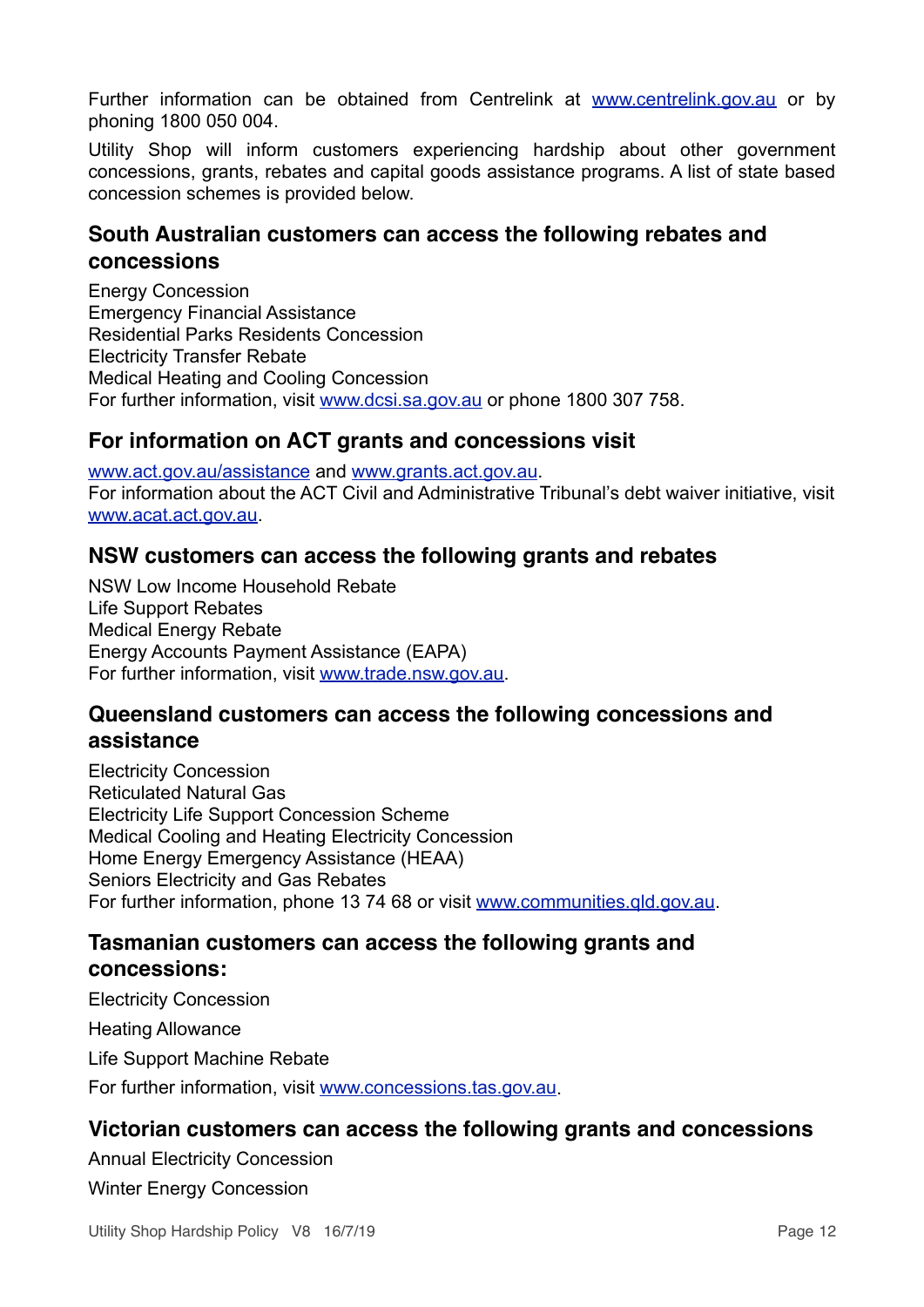Further information can be obtained from Centrelink at www.centrelink.gov.au or by phoning 1800 050 004.

Utility Shop will inform customers experiencing hardship about other government concessions, grants, rebates and capital goods assistance programs. A list of state based concession schemes is provided below.

## South Australian customers can access the following rebates and concessions

Energy Concession
Emergency Financial Assistance
Residential Parks Residents Concession
Electricity Transfer Rebate
Medical Heating and Cooling Concession
For further information, visit www.dcsi.sa.gov.au or phone 1800 307 758.

## For information on ACT grants and concessions visit

www.act.gov.au/assistance and www.grants.act.gov.au.
For information about the ACT Civil and Administrative Tribunal's debt waiver initiative, visit www.acat.act.gov.au.

## NSW customers can access the following grants and rebates

NSW Low Income Household Rebate
Life Support Rebates
Medical Energy Rebate
Energy Accounts Payment Assistance (EAPA)
For further information, visit www.trade.nsw.gov.au.

## Queensland customers can access the following concessions and assistance

Electricity Concession
Reticulated Natural Gas
Electricity Life Support Concession Scheme
Medical Cooling and Heating Electricity Concession
Home Energy Emergency Assistance (HEAA)
Seniors Electricity and Gas Rebates
For further information, phone 13 74 68 or visit www.communities.qld.gov.au.

## Tasmanian customers can access the following grants and concessions:

Electricity Concession

Heating Allowance

Life Support Machine Rebate

For further information, visit www.concessions.tas.gov.au.

## Victorian customers can access the following grants and concessions

Annual Electricity Concession

Winter Energy Concession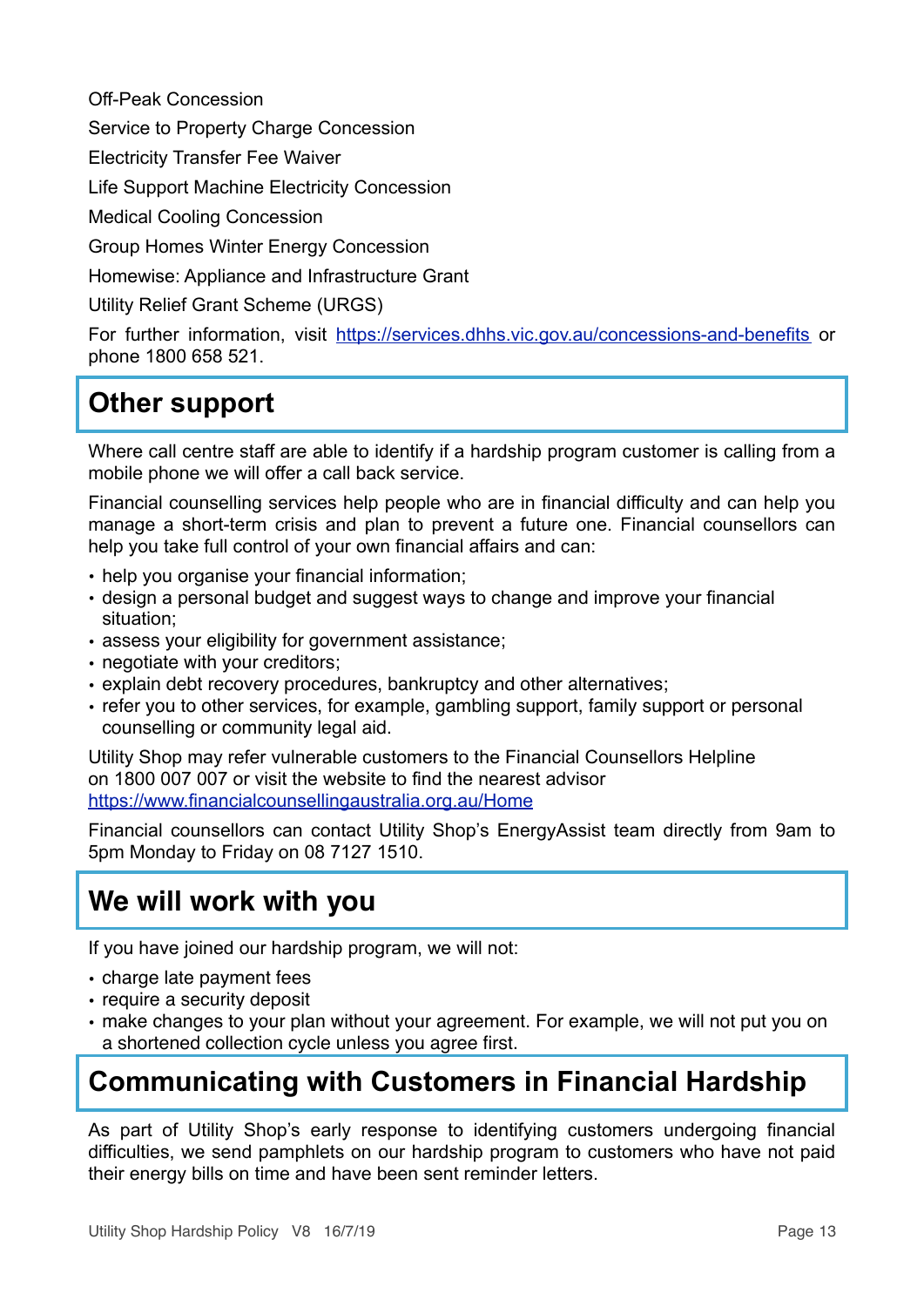Off-Peak Concession

Service to Property Charge Concession

Electricity Transfer Fee Waiver

Life Support Machine Electricity Concession

Medical Cooling Concession

Group Homes Winter Energy Concession

Homewise: Appliance and Infrastructure Grant

Utility Relief Grant Scheme (URGS)

For further information, visit https://services.dhhs.vic.gov.au/concessions-and-benefits or phone 1800 658 521.

## Other support

Where call centre staff are able to identify if a hardship program customer is calling from a mobile phone we will offer a call back service.

Financial counselling services help people who are in financial difficulty and can help you manage a short-term crisis and plan to prevent a future one. Financial counsellors can help you take full control of your own financial affairs and can:

- help you organise your financial information;
- design a personal budget and suggest ways to change and improve your financial situation;
- assess your eligibility for government assistance;
- negotiate with your creditors;
- explain debt recovery procedures, bankruptcy and other alternatives;
- refer you to other services, for example, gambling support, family support or personal counselling or community legal aid.

Utility Shop may refer vulnerable customers to the Financial Counsellors Helpline on 1800 007 007 or visit the website to find the nearest advisor https://www.financialcounsellingaustralia.org.au/Home

Financial counsellors can contact Utility Shop's EnergyAssist team directly from 9am to 5pm Monday to Friday on 08 7127 1510.

## We will work with you

If you have joined our hardship program, we will not:

- charge late payment fees
- require a security deposit
- make changes to your plan without your agreement. For example, we will not put you on a shortened collection cycle unless you agree first.

## Communicating with Customers in Financial Hardship

As part of Utility Shop's early response to identifying customers undergoing financial difficulties, we send pamphlets on our hardship program to customers who have not paid their energy bills on time and have been sent reminder letters.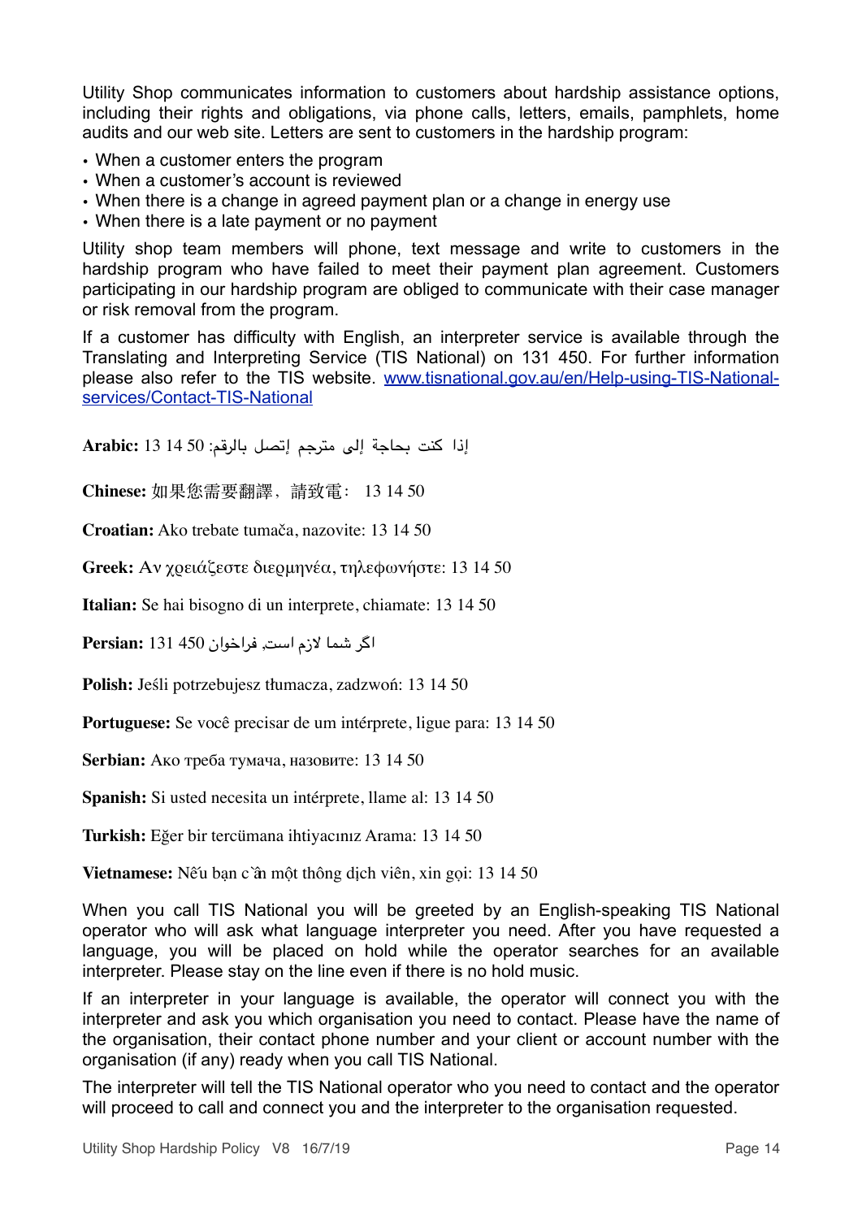Utility Shop communicates information to customers about hardship assistance options, including their rights and obligations, via phone calls, letters, emails, pamphlets, home audits and our web site. Letters are sent to customers in the hardship program:

- When a customer enters the program
- When a customer's account is reviewed
- When there is a change in agreed payment plan or a change in energy use
- When there is a late payment or no payment

Utility shop team members will phone, text message and write to customers in the hardship program who have failed to meet their payment plan agreement. Customers participating in our hardship program are obliged to communicate with their case manager or risk removal from the program.

If a customer has difficulty with English, an interpreter service is available through the Translating and Interpreting Service (TIS National) on 131 450. For further information please also refer to the TIS website. [www.tisnational.gov.au/en/Help-using-TIS-National-services/Contact-TIS-National](www.tisnational.gov.au/en/Help-using-TIS-National-services/Contact-TIS-National)

**Arabic:** إذا كنت بحاجة إلى مترجم إتصل بالرقم: 50 14 13

**Chinese:** 如果您需要翻譯，請致電： 13 14 50

**Croatian:** Ako trebate tumača, nazovite: 13 14 50

**Greek:** Αν χρειάζεστε διερμηνέα, τηλεφωνήστε: 13 14 50

**Italian:** Se hai bisogno di un interprete, chiamate: 13 14 50

**Persian:** اگر شما لازم است, فراخوان 450 131

**Polish:** Jeśli potrzebujesz tłumacza, zadzwoń: 13 14 50

**Portuguese:** Se você precisar de um intérprete, ligue para: 13 14 50

**Serbian:** Ако треба тумача, назовите: 13 14 50

**Spanish:** Si usted necesita un intérprete, llame al: 13 14 50

**Turkish:** Eğer bir tercümana ihtiyacınız Arama: 13 14 50

**Vietnamese:** Nếu bạn cần một thông dịch viên, xin gọi: 13 14 50

When you call TIS National you will be greeted by an English-speaking TIS National operator who will ask what language interpreter you need. After you have requested a language, you will be placed on hold while the operator searches for an available interpreter. Please stay on the line even if there is no hold music.

If an interpreter in your language is available, the operator will connect you with the interpreter and ask you which organisation you need to contact. Please have the name of the organisation, their contact phone number and your client or account number with the organisation (if any) ready when you call TIS National.

The interpreter will tell the TIS National operator who you need to contact and the operator will proceed to call and connect you and the interpreter to the organisation requested.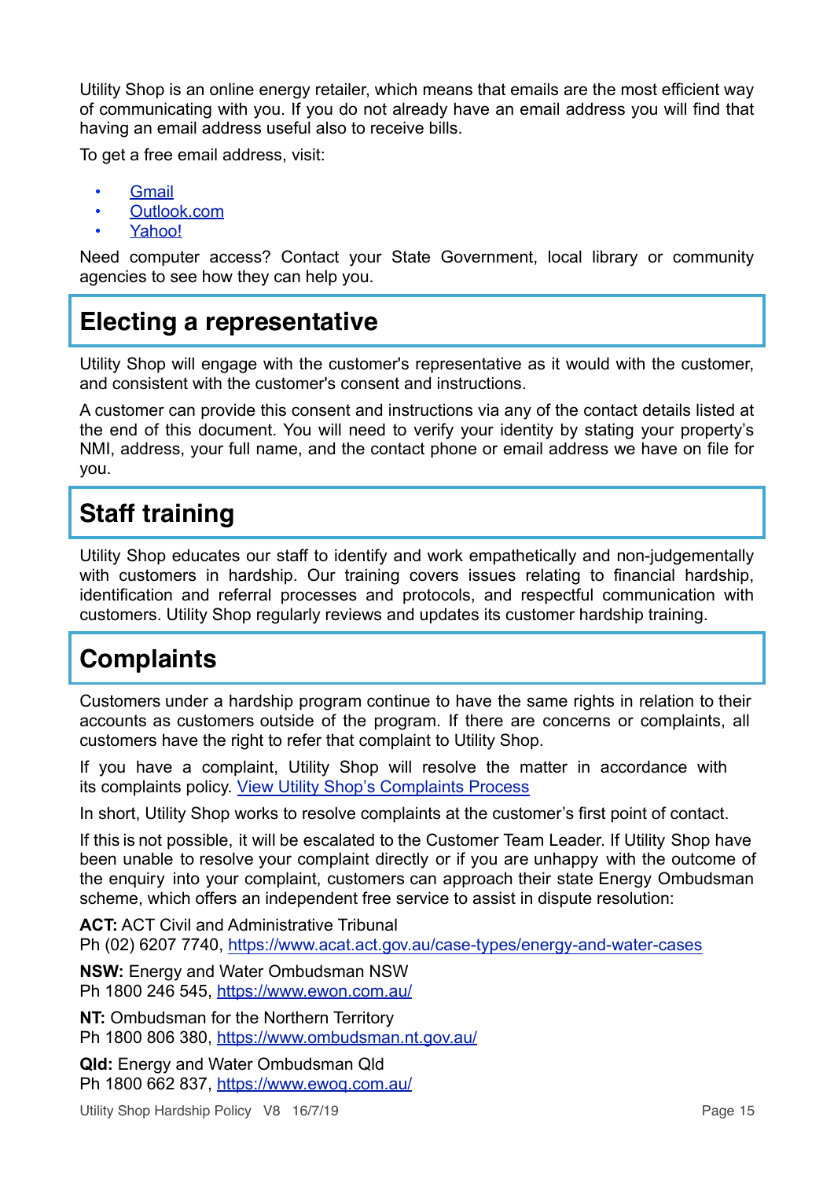Utility Shop is an online energy retailer, which means that emails are the most efficient way of communicating with you. If you do not already have an email address you will find that having an email address useful also to receive bills.

To get a free email address, visit:

- [Gmail]
- [Outlook.com]
- [Yahoo!]

Need computer access? Contact your State Government, local library or community agencies to see how they can help you.

## Electing a representative

Utility Shop will engage with the customer's representative as it would with the customer, and consistent with the customer's consent and instructions.

A customer can provide this consent and instructions via any of the contact details listed at the end of this document. You will need to verify your identity by stating your property's NMI, address, your full name, and the contact phone or email address we have on file for you.

## Staff training

Utility Shop educates our staff to identify and work empathetically and non-judgementally with customers in hardship. Our training covers issues relating to financial hardship, identification and referral processes and protocols, and respectful communication with customers. Utility Shop regularly reviews and updates its customer hardship training.

## Complaints

Customers under a hardship program continue to have the same rights in relation to their accounts as customers outside of the program. If there are concerns or complaints, all customers have the right to refer that complaint to Utility Shop.

If you have a complaint, Utility Shop will resolve the matter in accordance with its complaints policy. View Utility Shop's Complaints Process

In short, Utility Shop works to resolve complaints at the customer's first point of contact.

If this is not possible, it will be escalated to the Customer Team Leader. If Utility Shop have been unable to resolve your complaint directly or if you are unhappy with the outcome of the enquiry into your complaint, customers can approach their state Energy Ombudsman scheme, which offers an independent free service to assist in dispute resolution:

**ACT:** ACT Civil and Administrative Tribunal
Ph (02) 6207 7740, https://www.acat.act.gov.au/case-types/energy-and-water-cases

**NSW:** Energy and Water Ombudsman NSW
Ph 1800 246 545, https://www.ewon.com.au/

**NT:** Ombudsman for the Northern Territory
Ph 1800 806 380, https://www.ombudsman.nt.gov.au/

**Qld:** Energy and Water Ombudsman Qld
Ph 1800 662 837, https://www.ewoq.com.au/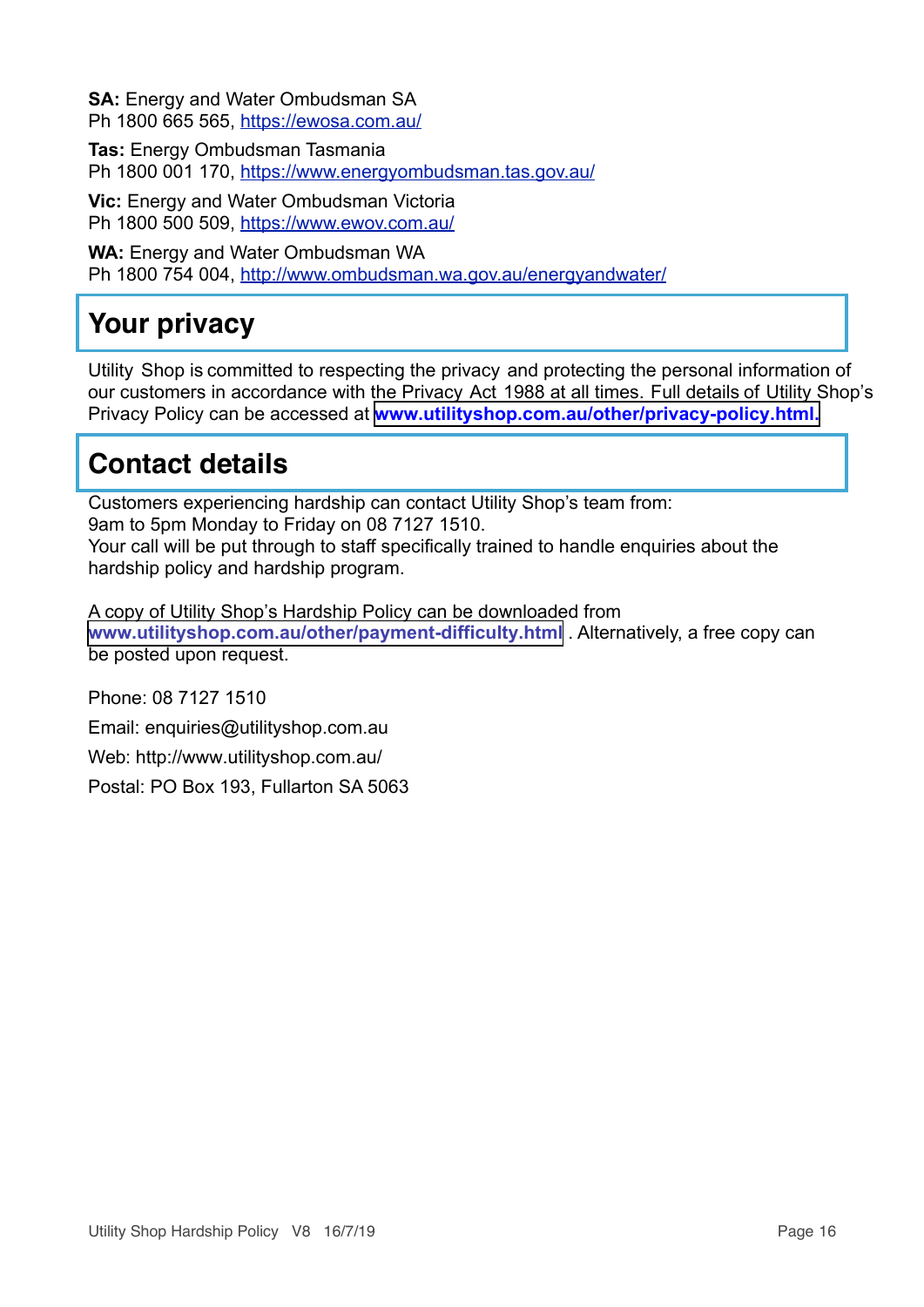**SA:** Energy and Water Ombudsman SA
Ph 1800 665 565, https://ewosa.com.au/

**Tas:** Energy Ombudsman Tasmania
Ph 1800 001 170, https://www.energyombudsman.tas.gov.au/

**Vic:** Energy and Water Ombudsman Victoria
Ph 1800 500 509, https://www.ewov.com.au/

**WA:** Energy and Water Ombudsman WA
Ph 1800 754 004, http://www.ombudsman.wa.gov.au/energyandwater/

## Your privacy

Utility Shop is committed to respecting the privacy and protecting the personal information of our customers in accordance with the Privacy Act 1988 at all times. Full details of Utility Shop's Privacy Policy can be accessed at **www.utilityshop.com.au/other/privacy-policy.html.**

## Contact details

Customers experiencing hardship can contact Utility Shop's team from:
9am to 5pm Monday to Friday on 08 7127 1510.
Your call will be put through to staff specifically trained to handle enquiries about the hardship policy and hardship program.

A copy of Utility Shop's Hardship Policy can be downloaded from **www.utilityshop.com.au/other/payment-difficulty.html** . Alternatively, a free copy can be posted upon request.

Phone: 08 7127 1510

Email: enquiries@utilityshop.com.au

Web: http://www.utilityshop.com.au/

Postal: PO Box 193, Fullarton SA 5063